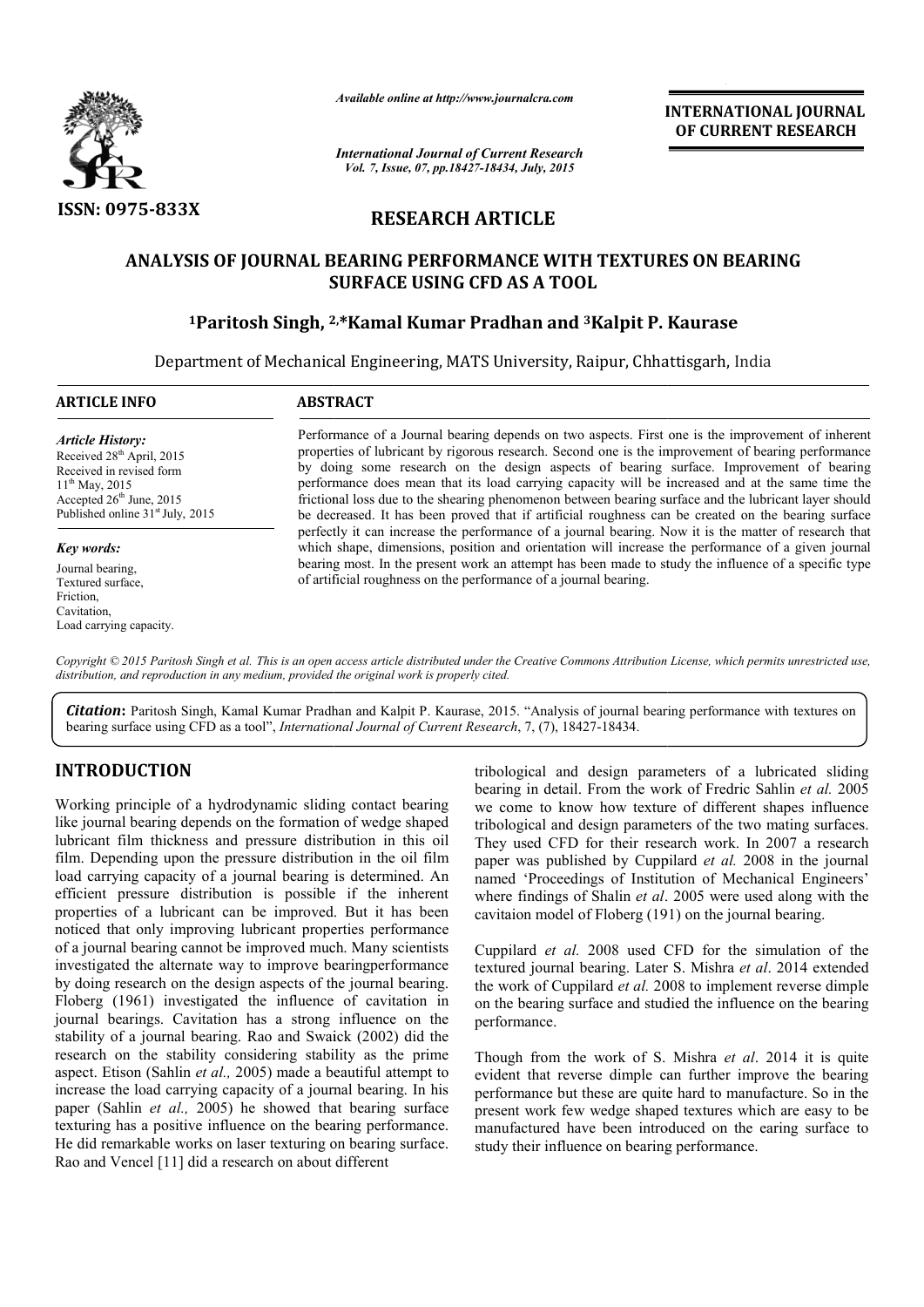*Available online at http://www.journalcra.com*

*International Journal of Current Research*
*Vol. 7, Issue, 07, pp.18427-18434, July, 2015*

**INTERNATIONAL JOURNAL OF CURRENT RESEARCH**

**ISSN: 0975-833X**

## RESEARCH ARTICLE

# ANALYSIS OF JOURNAL BEARING PERFORMANCE WITH TEXTURES ON BEARING SURFACE USING CFD AS A TOOL

**[1]Paritosh Singh, [2,*]Kamal Kumar Pradhan and [3]Kalpit P. Kaurase**

Department of Mechanical Engineering, MATS University, Raipur, Chhattisgarh, India

### ARTICLE INFO

*Article History:*
Received 28th April, 2015
Received in revised form
11th May, 2015
Accepted 26th June, 2015
Published online 31st July, 2015

*Key words:*
Journal bearing,
Textured surface,
Friction,
Cavitation,
Load carrying capacity.

### ABSTRACT

Performance of a Journal bearing depends on two aspects. First one is the improvement of inherent properties of lubricant by rigorous research. Second one is the improvement of bearing performance by doing some research on the design aspects of bearing surface. Improvement of bearing performance does mean that its load carrying capacity will be increased and at the same time the frictional loss due to the shearing phenomenon between bearing surface and the lubricant layer should be decreased. It has been proved that if artificial roughness can be created on the bearing surface perfectly it can increase the performance of a journal bearing. Now it is the matter of research that which shape, dimensions, position and orientation will increase the performance of a given journal bearing most. In the present work an attempt has been made to study the influence of a specific type of artificial roughness on the performance of a journal bearing.

*Copyright © 2015 Paritosh Singh et al. This is an open access article distributed under the Creative Commons Attribution License, which permits unrestricted use, distribution, and reproduction in any medium, provided the original work is properly cited.*

***Citation*:** Paritosh Singh, Kamal Kumar Pradhan and Kalpit P. Kaurase, 2015. "Analysis of journal bearing performance with textures on bearing surface using CFD as a tool", *International Journal of Current Research*, 7, (7), 18427-18434.

## INTRODUCTION

Working principle of a hydrodynamic sliding contact bearing like journal bearing depends on the formation of wedge shaped lubricant film thickness and pressure distribution in this oil film. Depending upon the pressure distribution in the oil film load carrying capacity of a journal bearing is determined. An efficient pressure distribution is possible if the inherent properties of a lubricant can be improved. But it has been noticed that only improving lubricant properties performance of a journal bearing cannot be improved much. Many scientists investigated the alternate way to improve bearingperformance by doing research on the design aspects of the journal bearing. Floberg (1961) investigated the influence of cavitation in journal bearings. Cavitation has a strong influence on the stability of a journal bearing. Rao and Swaick (2002) did the research on the stability considering stability as the prime aspect. Etison (Sahlin *et al.,* 2005) made a beautiful attempt to increase the load carrying capacity of a journal bearing. In his paper (Sahlin *et al.,* 2005) he showed that bearing surface texturing has a positive influence on the bearing performance. He did remarkable works on laser texturing on bearing surface. Rao and Vencel [11] did a research on about different tribological and design parameters of a lubricated sliding bearing in detail. From the work of Fredric Sahlin *et al.* 2005 we come to know how texture of different shapes influence tribological and design parameters of the two mating surfaces. They used CFD for their research work. In 2007 a research paper was published by Cuppilard *et al.* 2008 in the journal named 'Proceedings of Institution of Mechanical Engineers' where findings of Shalin *et al*. 2005 were used along with the cavitaion model of Floberg (191) on the journal bearing.

Cuppilard *et al.* 2008 used CFD for the simulation of the textured journal bearing. Later S. Mishra *et al*. 2014 extended the work of Cuppilard *et al.* 2008 to implement reverse dimple on the bearing surface and studied the influence on the bearing performance.

Though from the work of S. Mishra *et al*. 2014 it is quite evident that reverse dimple can further improve the bearing performance but these are quite hard to manufacture. So in the present work few wedge shaped textures which are easy to be manufactured have been introduced on the earing surface to study their influence on bearing performance.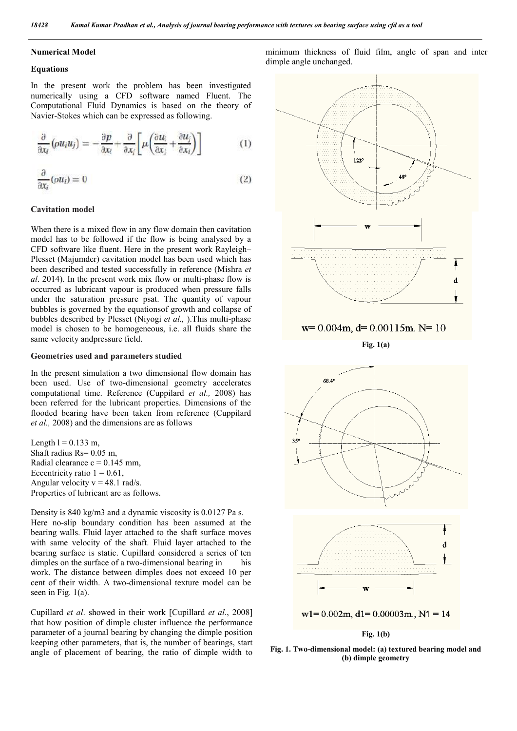## Numerical Model

### Equations

In the present work the problem has been investigated numerically using a CFD software named Fluent. The Computational Fluid Dynamics is based on the theory of Navier-Stokes which can be expressed as following.

$$\frac{\partial}{\partial x_i}(\rho u_i u_j) = -\frac{\partial p}{\partial x_i} + \frac{\partial}{\partial x_j}\left[\mu\left(\frac{\partial u_i}{\partial x_j} + \frac{\partial u_j}{\partial x_i}\right)\right] \quad (1)$$

$$\frac{\partial}{\partial x_i}(\rho u_i) = 0 \quad (2)$$

### Cavitation model

When there is a mixed flow in any flow domain then cavitation model has to be followed if the flow is being analysed by a CFD software like fluent. Here in the present work Rayleigh–Plesset (Majumder) cavitation model has been used which has been described and tested successfully in reference (Mishra *et al*. 2014). In the present work mix flow or multi-phase flow is occurred as lubricant vapour is produced when pressure falls under the saturation pressure psat. The quantity of vapour bubbles is governed by the equationsof growth and collapse of bubbles described by Plesset (Niyogi *et al.,* ).This multi-phase model is chosen to be homogeneous, i.e. all fluids share the same velocity andpressure field.

### Geometries used and parameters studied

In the present simulation a two dimensional flow domain has been used. Use of two-dimensional geometry accelerates computational time. Reference (Cuppilard *et al.,* 2008) has been referred for the lubricant properties. Dimensions of the flooded bearing have been taken from reference (Cuppilard *et al.,* 2008) and the dimensions are as follows

Length l = 0.133 m,
Shaft radius Rs= 0.05 m,
Radial clearance c = 0.145 mm,
Eccentricity ratio 1 = 0.61,
Angular velocity v = 48.1 rad/s.
Properties of lubricant are as follows.

Density is 840 kg/m3 and a dynamic viscosity is 0.0127 Pa s. Here no-slip boundary condition has been assumed at the bearing walls. Fluid layer attached to the shaft surface moves with same velocity of the shaft. Fluid layer attached to the bearing surface is static. Cupillard considered a series of ten dimples on the surface of a two-dimensional bearing in his work. The distance between dimples does not exceed 10 per cent of their width. A two-dimensional texture model can be seen in Fig. 1(a).

Cupillard *et al*. showed in their work [Cupillard *et al*., 2008] that how position of dimple cluster influence the performance parameter of a journal bearing by changing the dimple position keeping other parameters, that is, the number of bearings, start angle of placement of bearing, the ratio of dimple width to minimum thickness of fluid film, angle of span and inter dimple angle unchanged.

w= 0.004m, d= 0.00115m. N= 10

**Fig. 1(a)**

w1= 0.002m, d1= 0.00003m., N1 = 14

**Fig. 1(b)**

**Fig. 1. Two-dimensional model: (a) textured bearing model and (b) dimple geometry**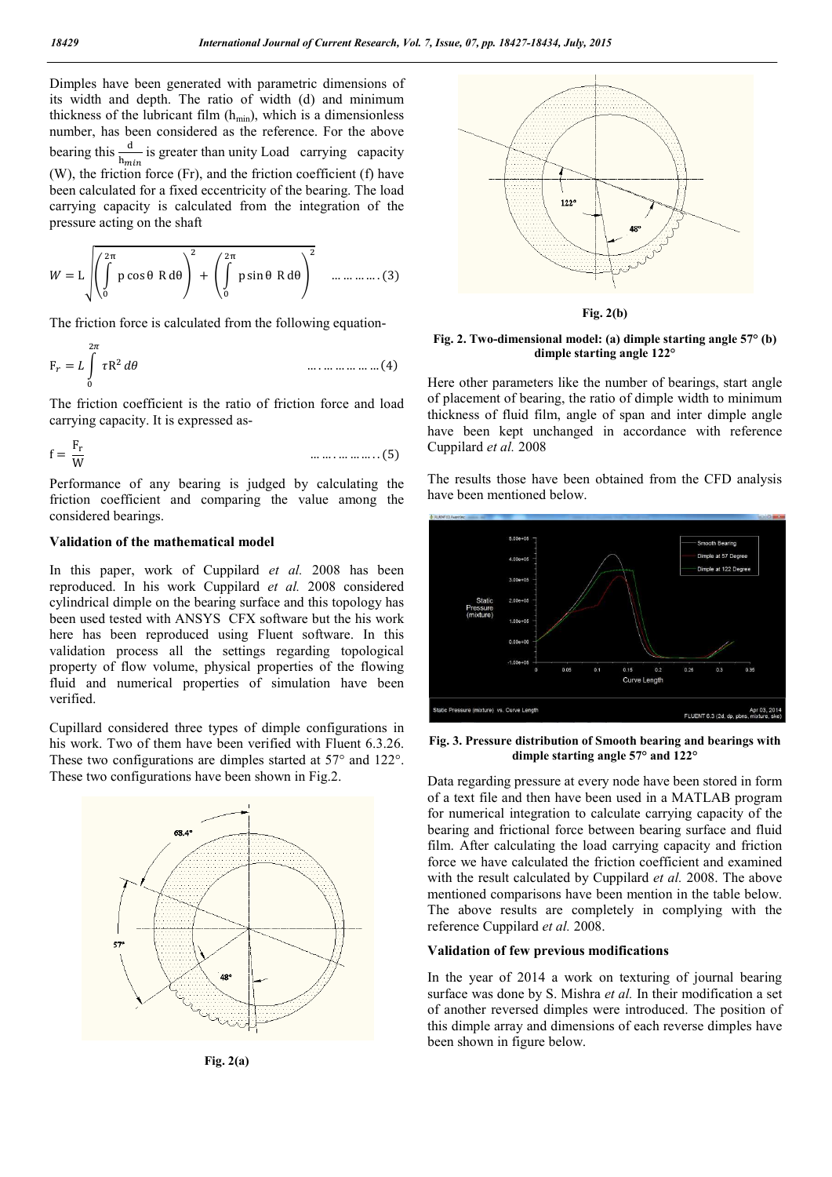Dimples have been generated with parametric dimensions of its width and depth. The ratio of width (d) and minimum thickness of the lubricant film ($h_{min}$), which is a dimensionless number, has been considered as the reference. For the above bearing this $\frac{d}{h_{min}}$ is greater than unity Load carrying capacity (W), the friction force (Fr), and the friction coefficient (f) have been calculated for a fixed eccentricity of the bearing. The load carrying capacity is calculated from the integration of the pressure acting on the shaft

$$W = L\sqrt{\left(\int_0^{2\pi} p\cos\theta \; R\, d\theta\right)^2 + \left(\int_0^{2\pi} p\sin\theta \; R\, d\theta\right)^2} \quad \ldots\ldots\ldots.(3)$$

The friction force is calculated from the following equation-

$$F_r = L\int_0^{2\pi} \tau R^2 \, d\theta \quad \ldots.\ldots\ldots\ldots\ldots(4)$$

The friction coefficient is the ratio of friction force and load carrying capacity. It is expressed as-

$$f = \frac{F_r}{W} \quad \ldots\ldots.\ldots\ldots\ldots..(5)$$

Performance of any bearing is judged by calculating the friction coefficient and comparing the value among the considered bearings.

### Validation of the mathematical model

In this paper, work of Cuppilard *et al.* 2008 has been reproduced. In his work Cuppilard *et al.* 2008 considered cylindrical dimple on the bearing surface and this topology has been used tested with ANSYS CFX software but the his work here has been reproduced using Fluent software. In this validation process all the settings regarding topological property of flow volume, physical properties of the flowing fluid and numerical properties of simulation have been verified.

Cupillard considered three types of dimple configurations in his work. Two of them have been verified with Fluent 6.3.26. These two configurations are dimples started at 57° and 122°. These two configurations have been shown in Fig.2.

Fig. 2(a)

Fig. 2(b)

**Fig. 2. Two-dimensional model: (a) dimple starting angle 57° (b) dimple starting angle 122°**

Here other parameters like the number of bearings, start angle of placement of bearing, the ratio of dimple width to minimum thickness of fluid film, angle of span and inter dimple angle have been kept unchanged in accordance with reference Cuppilard *et al.* 2008

The results those have been obtained from the CFD analysis have been mentioned below.

**Fig. 3. Pressure distribution of Smooth bearing and bearings with dimple starting angle 57° and 122°**

Data regarding pressure at every node have been stored in form of a text file and then have been used in a MATLAB program for numerical integration to calculate carrying capacity of the bearing and frictional force between bearing surface and fluid film. After calculating the load carrying capacity and friction force we have calculated the friction coefficient and examined with the result calculated by Cuppilard *et al.* 2008. The above mentioned comparisons have been mention in the table below. The above results are completely in complying with the reference Cuppilard *et al.* 2008.

### Validation of few previous modifications

In the year of 2014 a work on texturing of journal bearing surface was done by S. Mishra *et al.* In their modification a set of another reversed dimples were introduced. The position of this dimple array and dimensions of each reverse dimples have been shown in figure below.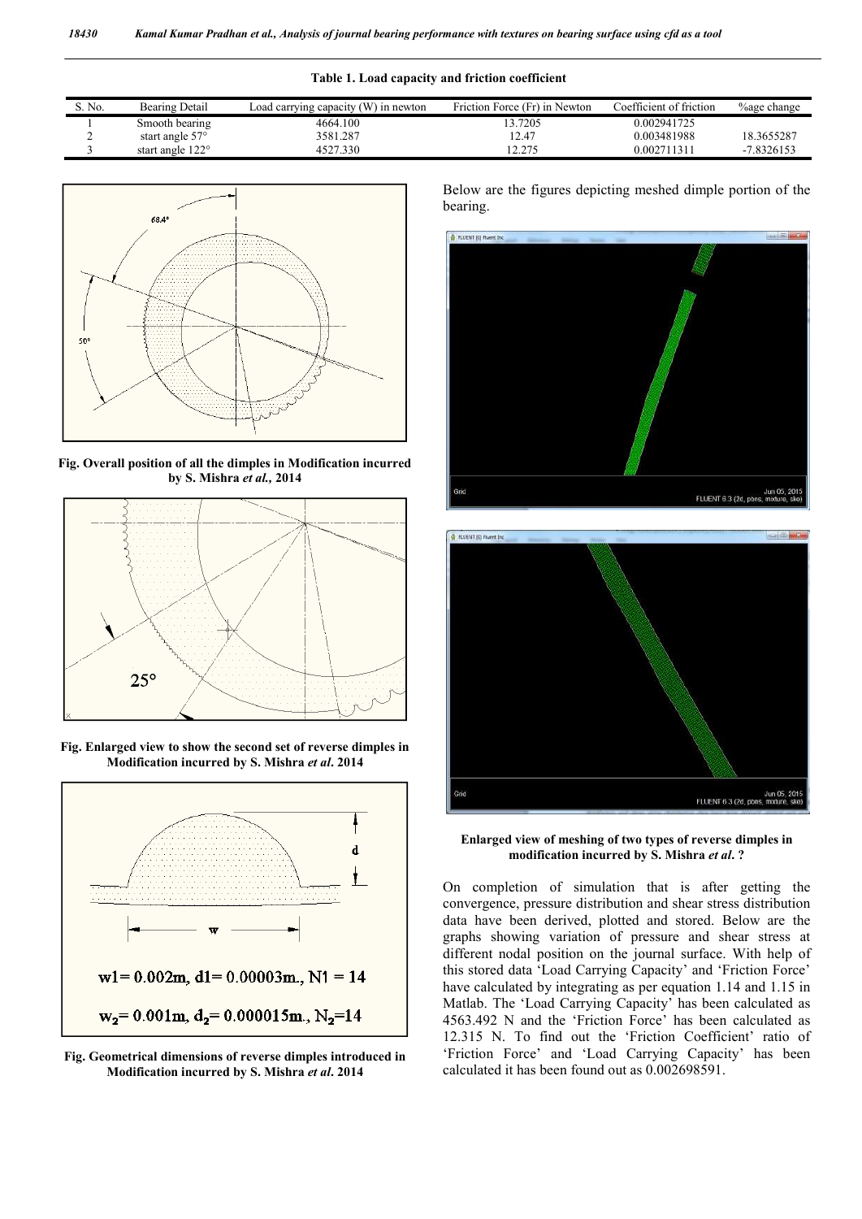**Table 1. Load capacity and friction coefficient**

| S. No. | Bearing Detail | Load carrying capacity (W) in newton | Friction Force (Fr) in Newton | Coefficient of friction | %age change |
|---|---|---|---|---|---|
| 1 | Smooth bearing | 4664.100 | 13.7205 | 0.002941725 | |
| 2 | start angle 57° | 3581.287 | 12.47 | 0.003481988 | 18.3655287 |
| 3 | start angle 122° | 4527.330 | 12.275 | 0.002711311 | -7.8326153 |

**Fig. Overall position of all the dimples in Modification incurred by S. Mishra *et al.*, 2014**

**Fig. Enlarged view to show the second set of reverse dimples in Modification incurred by S. Mishra *et al*. 2014**

$w1 = 0.002m$, $d1 = 0.00003m.$, $N1 = 14$

$w_2 = 0.001m$, $d_2 = 0.000015m.$, $N_2 = 14$

**Fig. Geometrical dimensions of reverse dimples introduced in Modification incurred by S. Mishra *et al*. 2014**

Below are the figures depicting meshed dimple portion of the bearing.

**Enlarged view of meshing of two types of reverse dimples in modification incurred by S. Mishra *et al*. ?**

On completion of simulation that is after getting the convergence, pressure distribution and shear stress distribution data have been derived, plotted and stored. Below are the graphs showing variation of pressure and shear stress at different nodal position on the journal surface. With help of this stored data 'Load Carrying Capacity' and 'Friction Force' have calculated by integrating as per equation 1.14 and 1.15 in Matlab. The 'Load Carrying Capacity' has been calculated as 4563.492 N and the 'Friction Force' has been calculated as 12.315 N. To find out the 'Friction Coefficient' ratio of 'Friction Force' and 'Load Carrying Capacity' has been calculated it has been found out as 0.002698591.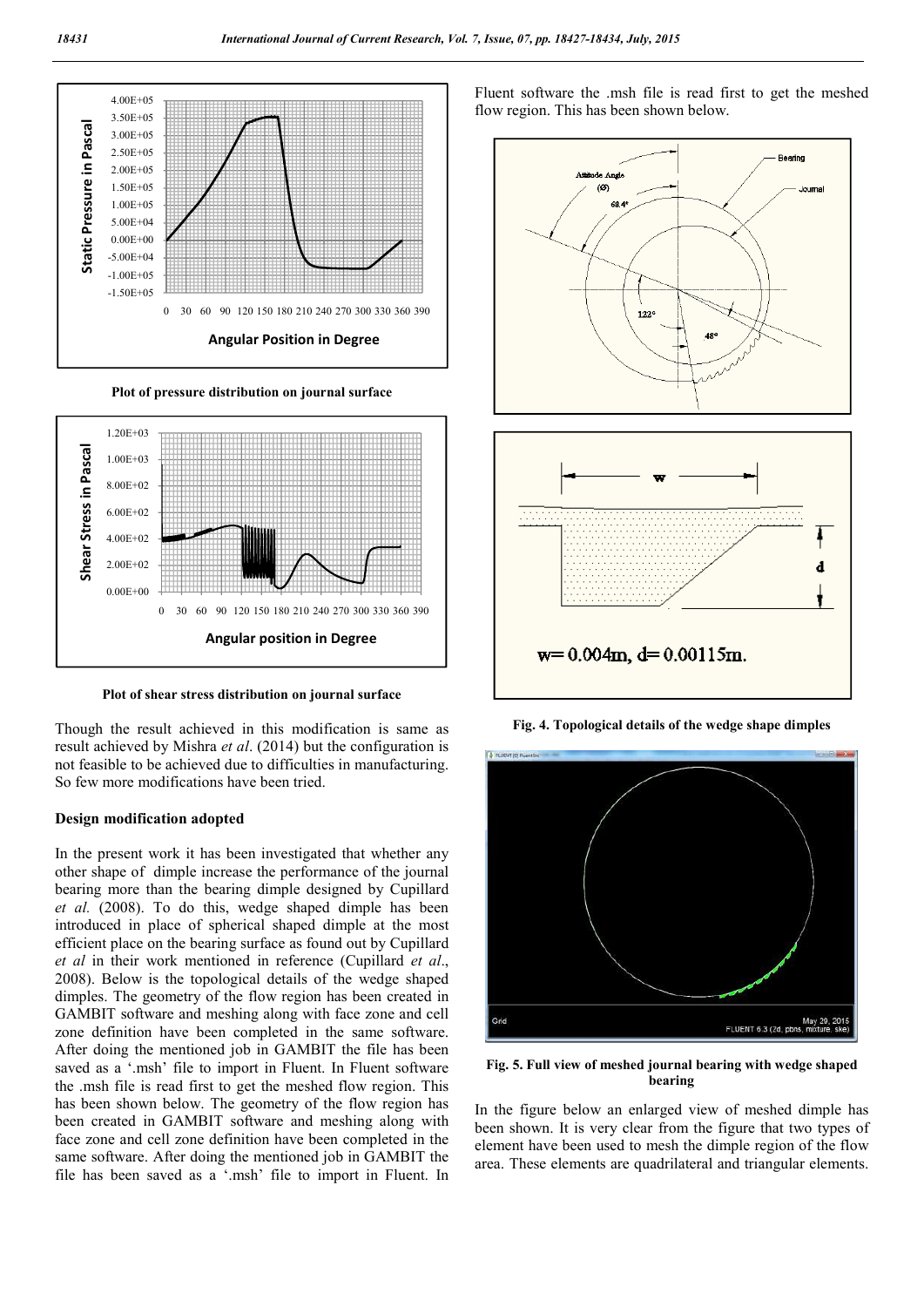Plot of pressure distribution on journal surface

Plot of shear stress distribution on journal surface

Though the result achieved in this modification is same as result achieved by Mishra *et al*. (2014) but the configuration is not feasible to be achieved due to difficulties in manufacturing. So few more modifications have been tried.

### Design modification adopted

In the present work it has been investigated that whether any other shape of dimple increase the performance of the journal bearing more than the bearing dimple designed by Cupillard *et al.* (2008). To do this, wedge shaped dimple has been introduced in place of spherical shaped dimple at the most efficient place on the bearing surface as found out by Cupillard *et al* in their work mentioned in reference (Cupillard *et al*., 2008). Below is the topological details of the wedge shaped dimples. The geometry of the flow region has been created in GAMBIT software and meshing along with face zone and cell zone definition have been completed in the same software. After doing the mentioned job in GAMBIT the file has been saved as a '.msh' file to import in Fluent. In Fluent software the .msh file is read first to get the meshed flow region. This has been shown below. The geometry of the flow region has been created in GAMBIT software and meshing along with face zone and cell zone definition have been completed in the same software. After doing the mentioned job in GAMBIT the file has been saved as a '.msh' file to import in Fluent. In Fluent software the .msh file is read first to get the meshed flow region. This has been shown below.

w= 0.004m, d= 0.00115m.

**Fig. 4. Topological details of the wedge shape dimples**

**Fig. 5. Full view of meshed journal bearing with wedge shaped bearing**

In the figure below an enlarged view of meshed dimple has been shown. It is very clear from the figure that two types of element have been used to mesh the dimple region of the flow area. These elements are quadrilateral and triangular elements.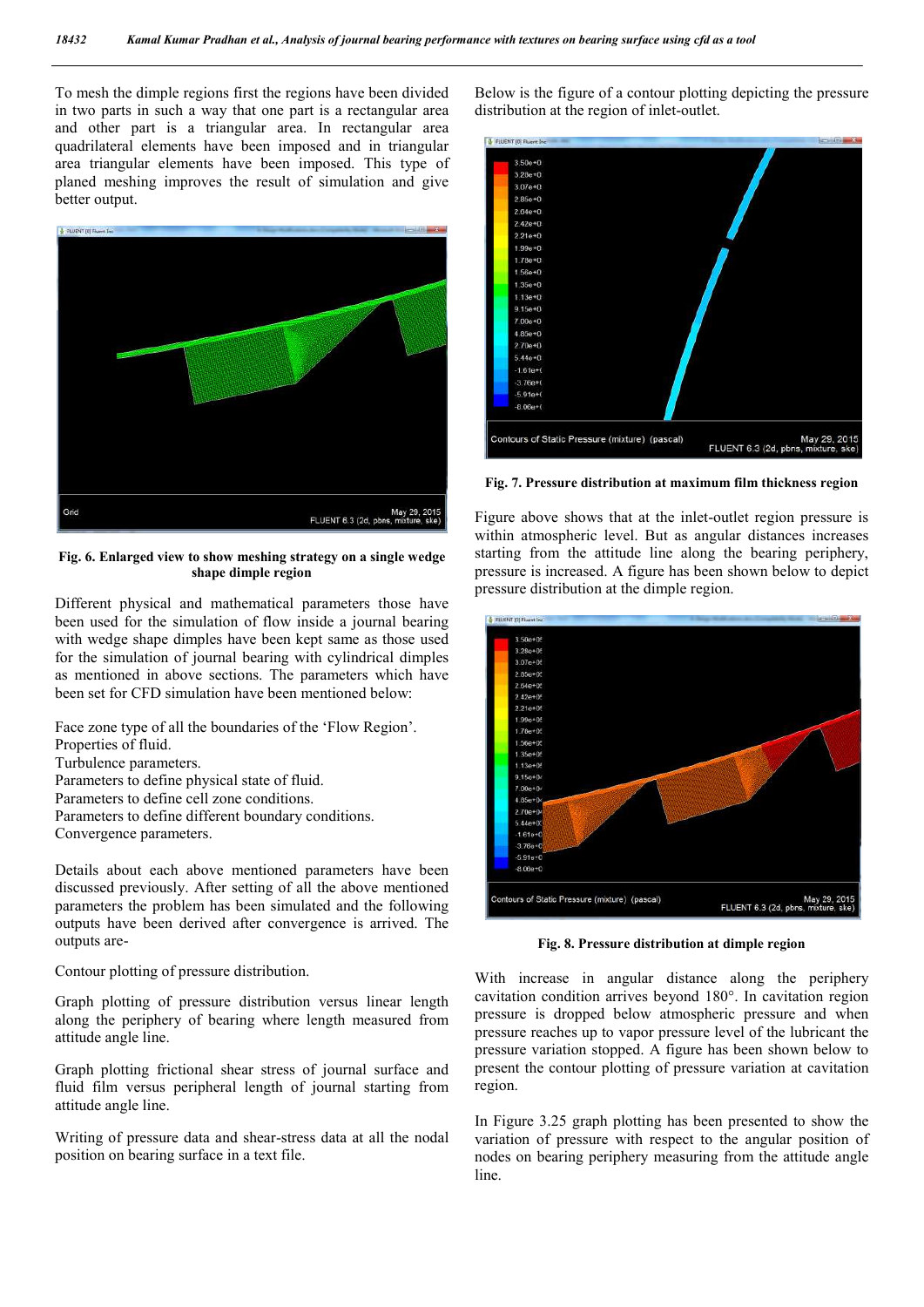To mesh the dimple regions first the regions have been divided in two parts in such a way that one part is a rectangular area and other part is a triangular area. In rectangular area quadrilateral elements have been imposed and in triangular area triangular elements have been imposed. This type of planed meshing improves the result of simulation and give better output.

**Fig. 6. Enlarged view to show meshing strategy on a single wedge shape dimple region**

Different physical and mathematical parameters those have been used for the simulation of flow inside a journal bearing with wedge shape dimples have been kept same as those used for the simulation of journal bearing with cylindrical dimples as mentioned in above sections. The parameters which have been set for CFD simulation have been mentioned below:

Face zone type of all the boundaries of the 'Flow Region'.
Properties of fluid.
Turbulence parameters.
Parameters to define physical state of fluid.
Parameters to define cell zone conditions.
Parameters to define different boundary conditions.
Convergence parameters.

Details about each above mentioned parameters have been discussed previously. After setting of all the above mentioned parameters the problem has been simulated and the following outputs have been derived after convergence is arrived. The outputs are-

Contour plotting of pressure distribution.

Graph plotting of pressure distribution versus linear length along the periphery of bearing where length measured from attitude angle line.

Graph plotting frictional shear stress of journal surface and fluid film versus peripheral length of journal starting from attitude angle line.

Writing of pressure data and shear-stress data at all the nodal position on bearing surface in a text file.

Below is the figure of a contour plotting depicting the pressure distribution at the region of inlet-outlet.

**Fig. 7. Pressure distribution at maximum film thickness region**

Figure above shows that at the inlet-outlet region pressure is within atmospheric level. But as angular distances increases starting from the attitude line along the bearing periphery, pressure is increased. A figure has been shown below to depict pressure distribution at the dimple region.

**Fig. 8. Pressure distribution at dimple region**

With increase in angular distance along the periphery cavitation condition arrives beyond 180°. In cavitation region pressure is dropped below atmospheric pressure and when pressure reaches up to vapor pressure level of the lubricant the pressure variation stopped. A figure has been shown below to present the contour plotting of pressure variation at cavitation region.

In Figure 3.25 graph plotting has been presented to show the variation of pressure with respect to the angular position of nodes on bearing periphery measuring from the attitude angle line.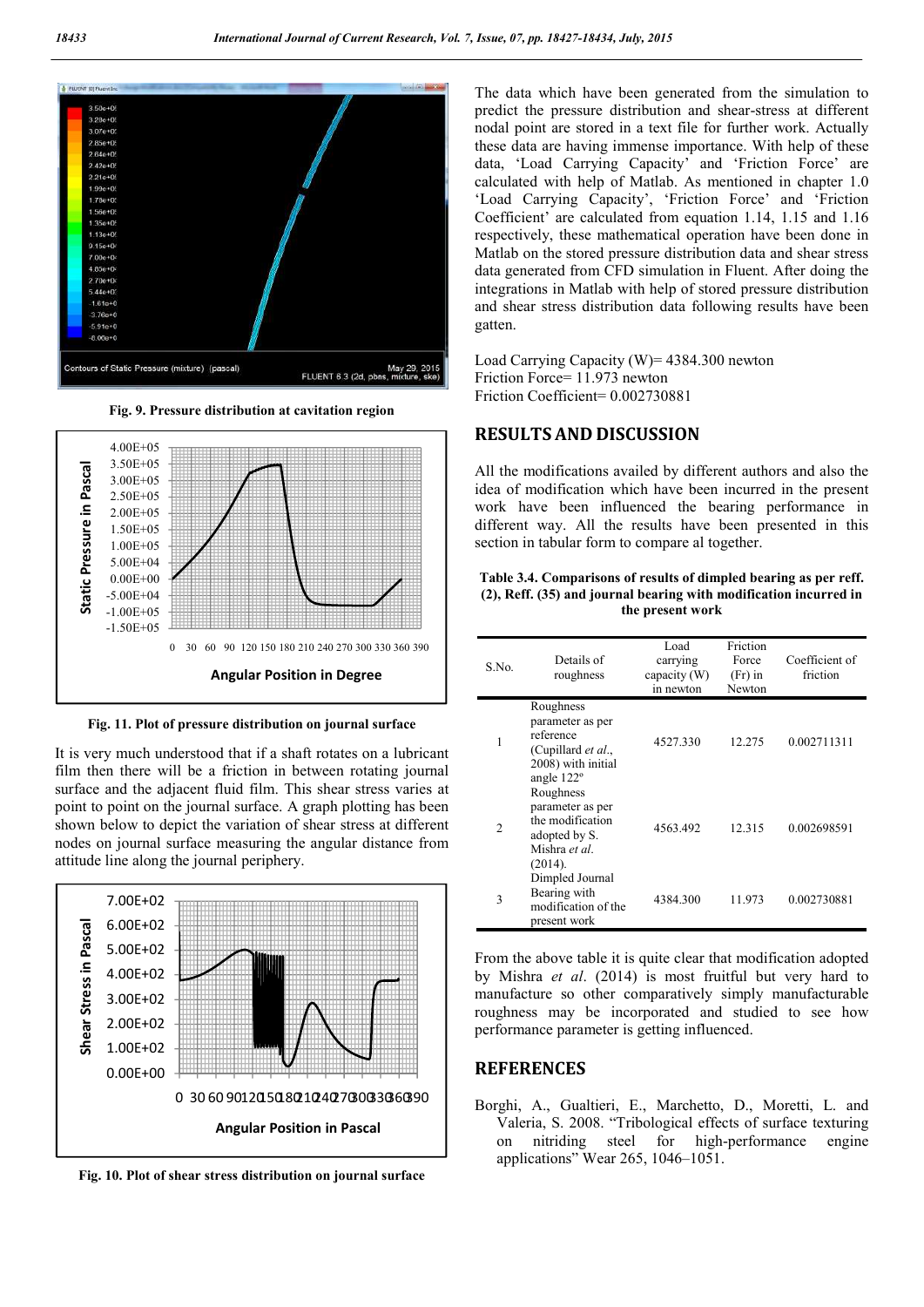Fig. 9. Pressure distribution at cavitation region

Fig. 11. Plot of pressure distribution on journal surface

It is very much understood that if a shaft rotates on a lubricant film then there will be a friction in between rotating journal surface and the adjacent fluid film. This shear stress varies at point to point on the journal surface. A graph plotting has been shown below to depict the variation of shear stress at different nodes on journal surface measuring the angular distance from attitude line along the journal periphery.

Fig. 10. Plot of shear stress distribution on journal surface

The data which have been generated from the simulation to predict the pressure distribution and shear-stress at different nodal point are stored in a text file for further work. Actually these data are having immense importance. With help of these data, 'Load Carrying Capacity' and 'Friction Force' are calculated with help of Matlab. As mentioned in chapter 1.0 'Load Carrying Capacity', 'Friction Force' and 'Friction Coefficient' are calculated from equation 1.14, 1.15 and 1.16 respectively, these mathematical operation have been done in Matlab on the stored pressure distribution data and shear stress data generated from CFD simulation in Fluent. After doing the integrations in Matlab with help of stored pressure distribution and shear stress distribution data following results have been gatten.

Load Carrying Capacity (W)= 4384.300 newton
Friction Force= 11.973 newton
Friction Coefficient= 0.002730881

## RESULTS AND DISCUSSION

All the modifications availed by different authors and also the idea of modification which have been incurred in the present work have been influenced the bearing performance in different way. All the results have been presented in this section in tabular form to compare al together.

**Table 3.4. Comparisons of results of dimpled bearing as per reff. (2), Reff. (35) and journal bearing with modification incurred in the present work**

| S.No. | Details of roughness | Load carrying capacity (W) in newton | Friction Force (Fr) in Newton | Coefficient of friction |
|---|---|---|---|---|
| 1 | Roughness parameter as per reference (Cupillard *et al.*, 2008) with initial angle 122° | 4527.330 | 12.275 | 0.002711311 |
| 2 | Roughness parameter as per the modification adopted by S. Mishra *et al.* (2014). | 4563.492 | 12.315 | 0.002698591 |
| 3 | Dimpled Journal Bearing with modification of the present work | 4384.300 | 11.973 | 0.002730881 |

From the above table it is quite clear that modification adopted by Mishra *et al*. (2014) is most fruitful but very hard to manufacture so other comparatively simply manufacturable roughness may be incorporated and studied to see how performance parameter is getting influenced.

## REFERENCES

Borghi, A., Gualtieri, E., Marchetto, D., Moretti, L. and Valeria, S. 2008. "Tribological effects of surface texturing on nitriding steel for high-performance engine applications" Wear 265, 1046–1051.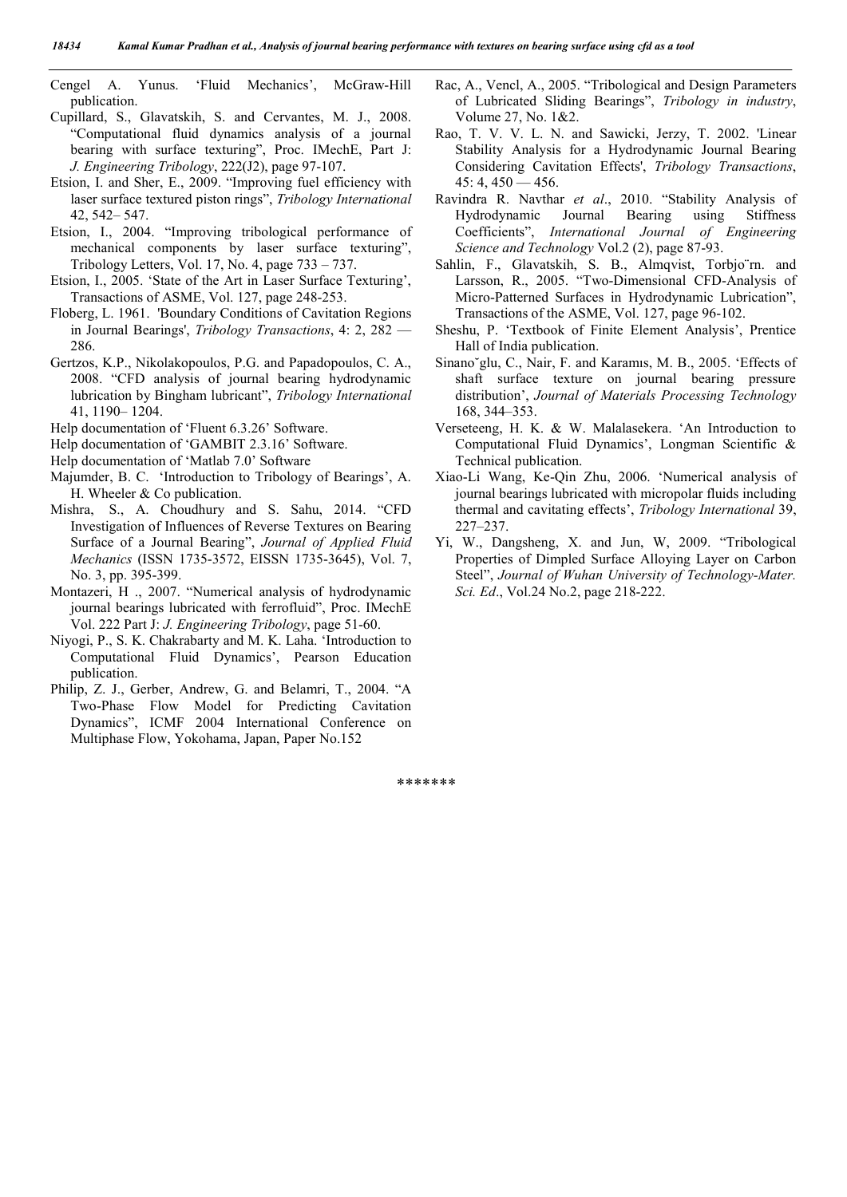Cengel A. Yunus. 'Fluid Mechanics', McGraw-Hill publication.

Cupillard, S., Glavatskih, S. and Cervantes, M. J., 2008. "Computational fluid dynamics analysis of a journal bearing with surface texturing", Proc. IMechE, Part J: *J. Engineering Tribology*, 222(J2), page 97-107.

Etsion, I. and Sher, E., 2009. "Improving fuel efficiency with laser surface textured piston rings", *Tribology International* 42, 542– 547.

Etsion, I., 2004. "Improving tribological performance of mechanical components by laser surface texturing", Tribology Letters, Vol. 17, No. 4, page 733 – 737.

Etsion, I., 2005. 'State of the Art in Laser Surface Texturing', Transactions of ASME, Vol. 127, page 248-253.

Floberg, L. 1961. 'Boundary Conditions of Cavitation Regions in Journal Bearings', *Tribology Transactions*, 4: 2, 282 — 286.

Gertzos, K.P., Nikolakopoulos, P.G. and Papadopoulos, C. A., 2008. "CFD analysis of journal bearing hydrodynamic lubrication by Bingham lubricant", *Tribology International* 41, 1190– 1204.

Help documentation of 'Fluent 6.3.26' Software.

Help documentation of 'GAMBIT 2.3.16' Software.

Help documentation of 'Matlab 7.0' Software

Majumder, B. C. 'Introduction to Tribology of Bearings', A. H. Wheeler & Co publication.

Mishra, S., A. Choudhury and S. Sahu, 2014. "CFD Investigation of Influences of Reverse Textures on Bearing Surface of a Journal Bearing", *Journal of Applied Fluid Mechanics* (ISSN 1735-3572, EISSN 1735-3645), Vol. 7, No. 3, pp. 395-399.

Montazeri, H ., 2007. "Numerical analysis of hydrodynamic journal bearings lubricated with ferrofluid", Proc. IMechE Vol. 222 Part J: *J. Engineering Tribology*, page 51-60.

Niyogi, P., S. K. Chakrabarty and M. K. Laha. 'Introduction to Computational Fluid Dynamics', Pearson Education publication.

Philip, Z. J., Gerber, Andrew, G. and Belamri, T., 2004. "A Two-Phase Flow Model for Predicting Cavitation Dynamics", ICMF 2004 International Conference on Multiphase Flow, Yokohama, Japan, Paper No.152

Rac, A., Vencl, A., 2005. "Tribological and Design Parameters of Lubricated Sliding Bearings", *Tribology in industry*, Volume 27, No. 1&2.

Rao, T. V. V. L. N. and Sawicki, Jerzy, T. 2002. 'Linear Stability Analysis for a Hydrodynamic Journal Bearing Considering Cavitation Effects', *Tribology Transactions*, 45: 4, 450 — 456.

Ravindra R. Navthar *et al*., 2010. "Stability Analysis of Hydrodynamic Journal Bearing using Stiffness Coefficients", *International Journal of Engineering Science and Technology* Vol.2 (2), page 87-93.

Sahlin, F., Glavatskih, S. B., Almqvist, Torbjo¨rn. and Larsson, R., 2005. "Two-Dimensional CFD-Analysis of Micro-Patterned Surfaces in Hydrodynamic Lubrication", Transactions of the ASME, Vol. 127, page 96-102.

Sheshu, P. 'Textbook of Finite Element Analysis', Prentice Hall of India publication.

Sinano˘glu, C., Nair, F. and Karamıs, M. B., 2005. 'Effects of shaft surface texture on journal bearing pressure distribution', *Journal of Materials Processing Technology* 168, 344–353.

Verseteeng, H. K. & W. Malalasekera. 'An Introduction to Computational Fluid Dynamics', Longman Scientific & Technical publication.

Xiao-Li Wang, Ke-Qin Zhu, 2006. 'Numerical analysis of journal bearings lubricated with micropolar fluids including thermal and cavitating effects', *Tribology International* 39, 227–237.

Yi, W., Dangsheng, X. and Jun, W, 2009. "Tribological Properties of Dimpled Surface Alloying Layer on Carbon Steel", *Journal of Wuhan University of Technology-Mater. Sci. Ed*., Vol.24 No.2, page 218-222.

*******